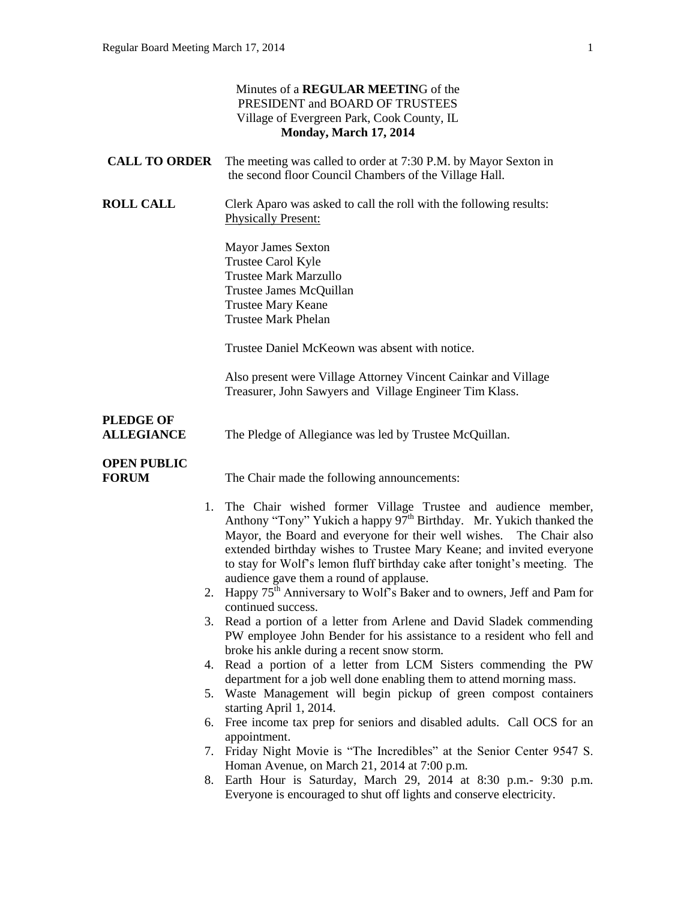Minutes of a **REGULAR MEETIN**G of the
PRESIDENT and BOARD OF TRUSTEES
Village of Evergreen Park, Cook County, IL
**Monday, March 17, 2014**

**CALL TO ORDER** The meeting was called to order at 7:30 P.M. by Mayor Sexton in the second floor Council Chambers of the Village Hall.

**ROLL CALL** Clerk Aparo was asked to call the roll with the following results:
Physically Present:

Mayor James Sexton
Trustee Carol Kyle
Trustee Mark Marzullo
Trustee James McQuillan
Trustee Mary Keane
Trustee Mark Phelan

Trustee Daniel McKeown was absent with notice.

Also present were Village Attorney Vincent Cainkar and Village Treasurer, John Sawyers and Village Engineer Tim Klass.

**PLEDGE OF ALLEGIANCE** The Pledge of Allegiance was led by Trustee McQuillan.

**OPEN PUBLIC FORUM** The Chair made the following announcements:

1. The Chair wished former Village Trustee and audience member, Anthony "Tony" Yukich a happy 97th Birthday. Mr. Yukich thanked the Mayor, the Board and everyone for their well wishes. The Chair also extended birthday wishes to Trustee Mary Keane; and invited everyone to stay for Wolf's lemon fluff birthday cake after tonight's meeting. The audience gave them a round of applause.
2. Happy 75th Anniversary to Wolf's Baker and to owners, Jeff and Pam for continued success.
3. Read a portion of a letter from Arlene and David Sladek commending PW employee John Bender for his assistance to a resident who fell and broke his ankle during a recent snow storm.
4. Read a portion of a letter from LCM Sisters commending the PW department for a job well done enabling them to attend morning mass.
5. Waste Management will begin pickup of green compost containers starting April 1, 2014.
6. Free income tax prep for seniors and disabled adults. Call OCS for an appointment.
7. Friday Night Movie is "The Incredibles" at the Senior Center 9547 S. Homan Avenue, on March 21, 2014 at 7:00 p.m.
8. Earth Hour is Saturday, March 29, 2014 at 8:30 p.m.- 9:30 p.m. Everyone is encouraged to shut off lights and conserve electricity.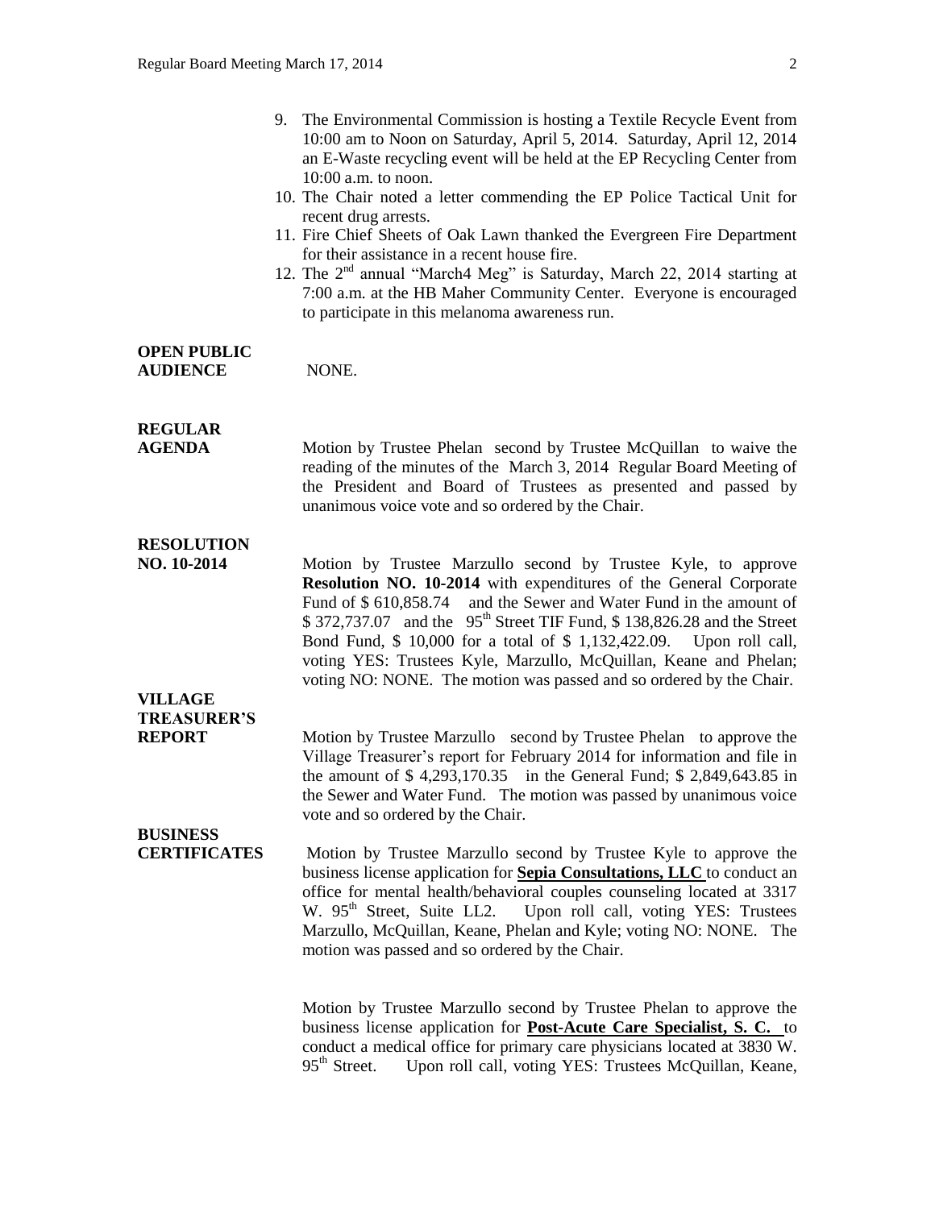9. The Environmental Commission is hosting a Textile Recycle Event from 10:00 am to Noon on Saturday, April 5, 2014. Saturday, April 12, 2014 an E-Waste recycling event will be held at the EP Recycling Center from 10:00 a.m. to noon.
10. The Chair noted a letter commending the EP Police Tactical Unit for recent drug arrests.
11. Fire Chief Sheets of Oak Lawn thanked the Evergreen Fire Department for their assistance in a recent house fire.
12. The 2nd annual "March4 Meg" is Saturday, March 22, 2014 starting at 7:00 a.m. at the HB Maher Community Center. Everyone is encouraged to participate in this melanoma awareness run.

**OPEN PUBLIC AUDIENCE**

NONE.

**REGULAR AGENDA**

Motion by Trustee Phelan second by Trustee McQuillan to waive the reading of the minutes of the March 3, 2014 Regular Board Meeting of the President and Board of Trustees as presented and passed by unanimous voice vote and so ordered by the Chair.

**RESOLUTION NO. 10-2014**

Motion by Trustee Marzullo second by Trustee Kyle, to approve **Resolution NO. 10-2014** with expenditures of the General Corporate Fund of $ 610,858.74 and the Sewer and Water Fund in the amount of $ 372,737.07 and the 95th Street TIF Fund, $ 138,826.28 and the Street Bond Fund, $ 10,000 for a total of $ 1,132,422.09. Upon roll call, voting YES: Trustees Kyle, Marzullo, McQuillan, Keane and Phelan; voting NO: NONE. The motion was passed and so ordered by the Chair.

**VILLAGE TREASURER'S REPORT**

Motion by Trustee Marzullo second by Trustee Phelan to approve the Village Treasurer's report for February 2014 for information and file in the amount of $ 4,293,170.35 in the General Fund; $ 2,849,643.85 in the Sewer and Water Fund. The motion was passed by unanimous voice vote and so ordered by the Chair.

**BUSINESS CERTIFICATES**

Motion by Trustee Marzullo second by Trustee Kyle to approve the business license application for **Sepia Consultations, LLC** to conduct an office for mental health/behavioral couples counseling located at 3317 W. 95th Street, Suite LL2. Upon roll call, voting YES: Trustees Marzullo, McQuillan, Keane, Phelan and Kyle; voting NO: NONE. The motion was passed and so ordered by the Chair.

Motion by Trustee Marzullo second by Trustee Phelan to approve the business license application for **Post-Acute Care Specialist, S. C.** to conduct a medical office for primary care physicians located at 3830 W. 95th Street. Upon roll call, voting YES: Trustees McQuillan, Keane,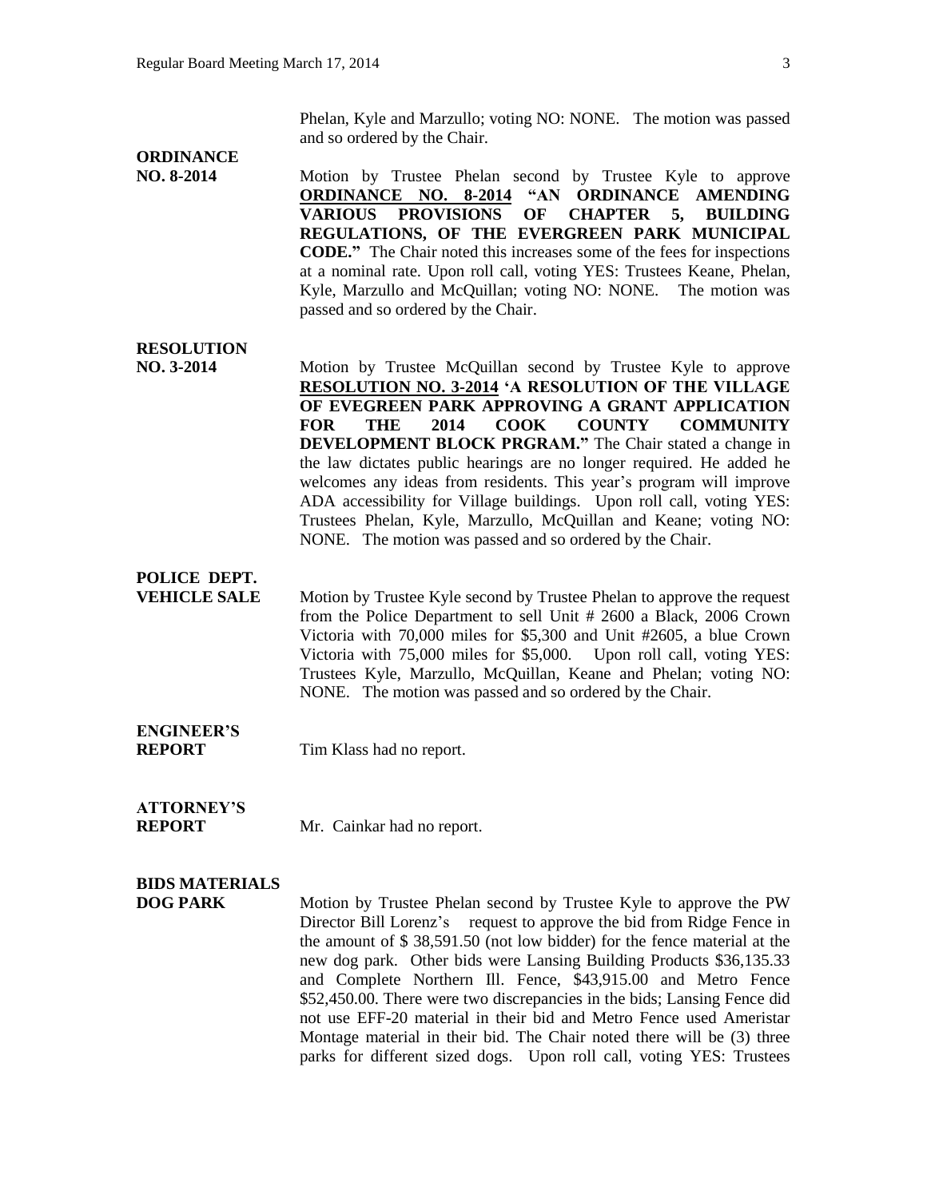Phelan, Kyle and Marzullo; voting NO: NONE. The motion was passed and so ordered by the Chair.

**ORDINANCE NO. 8-2014**

Motion by Trustee Phelan second by Trustee Kyle to approve **ORDINANCE NO. 8-2014 "AN ORDINANCE AMENDING VARIOUS PROVISIONS OF CHAPTER 5, BUILDING REGULATIONS, OF THE EVERGREEN PARK MUNICIPAL CODE."** The Chair noted this increases some of the fees for inspections at a nominal rate. Upon roll call, voting YES: Trustees Keane, Phelan, Kyle, Marzullo and McQuillan; voting NO: NONE. The motion was passed and so ordered by the Chair.

**RESOLUTION NO. 3-2014**

Motion by Trustee McQuillan second by Trustee Kyle to approve **RESOLUTION NO. 3-2014 'A RESOLUTION OF THE VILLAGE OF EVEGREEN PARK APPROVING A GRANT APPLICATION FOR THE 2014 COOK COUNTY COMMUNITY DEVELOPMENT BLOCK PRGRAM."** The Chair stated a change in the law dictates public hearings are no longer required. He added he welcomes any ideas from residents. This year's program will improve ADA accessibility for Village buildings. Upon roll call, voting YES: Trustees Phelan, Kyle, Marzullo, McQuillan and Keane; voting NO: NONE. The motion was passed and so ordered by the Chair.

**POLICE DEPT. VEHICLE SALE**

Motion by Trustee Kyle second by Trustee Phelan to approve the request from the Police Department to sell Unit # 2600 a Black, 2006 Crown Victoria with 70,000 miles for $5,300 and Unit #2605, a blue Crown Victoria with 75,000 miles for $5,000. Upon roll call, voting YES: Trustees Kyle, Marzullo, McQuillan, Keane and Phelan; voting NO: NONE. The motion was passed and so ordered by the Chair.

**ENGINEER'S REPORT**

Tim Klass had no report.

**ATTORNEY'S REPORT**

Mr. Cainkar had no report.

**BIDS MATERIALS DOG PARK**

Motion by Trustee Phelan second by Trustee Kyle to approve the PW Director Bill Lorenz's request to approve the bid from Ridge Fence in the amount of $ 38,591.50 (not low bidder) for the fence material at the new dog park. Other bids were Lansing Building Products $36,135.33 and Complete Northern Ill. Fence, $43,915.00 and Metro Fence $52,450.00. There were two discrepancies in the bids; Lansing Fence did not use EFF-20 material in their bid and Metro Fence used Ameristar Montage material in their bid. The Chair noted there will be (3) three parks for different sized dogs. Upon roll call, voting YES: Trustees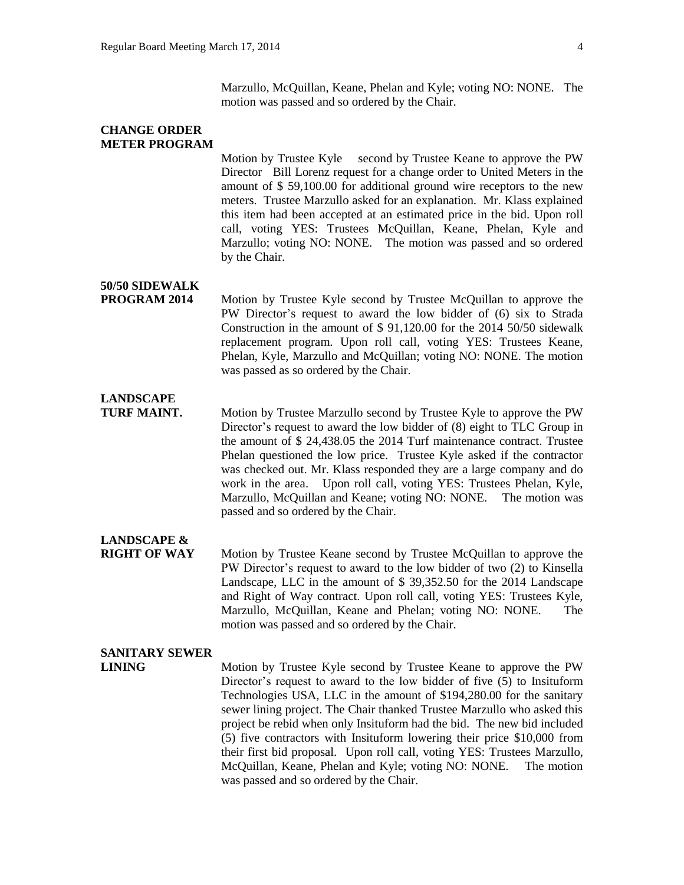Marzullo, McQuillan, Keane, Phelan and Kyle; voting NO: NONE. The motion was passed and so ordered by the Chair.

**CHANGE ORDER METER PROGRAM**

Motion by Trustee Kyle second by Trustee Keane to approve the PW Director Bill Lorenz request for a change order to United Meters in the amount of $ 59,100.00 for additional ground wire receptors to the new meters. Trustee Marzullo asked for an explanation. Mr. Klass explained this item had been accepted at an estimated price in the bid. Upon roll call, voting YES: Trustees McQuillan, Keane, Phelan, Kyle and Marzullo; voting NO: NONE. The motion was passed and so ordered by the Chair.

**50/50 SIDEWALK PROGRAM 2014**

Motion by Trustee Kyle second by Trustee McQuillan to approve the PW Director's request to award the low bidder of (6) six to Strada Construction in the amount of $ 91,120.00 for the 2014 50/50 sidewalk replacement program. Upon roll call, voting YES: Trustees Keane, Phelan, Kyle, Marzullo and McQuillan; voting NO: NONE. The motion was passed as so ordered by the Chair.

**LANDSCAPE TURF MAINT.**

Motion by Trustee Marzullo second by Trustee Kyle to approve the PW Director's request to award the low bidder of (8) eight to TLC Group in the amount of $ 24,438.05 the 2014 Turf maintenance contract. Trustee Phelan questioned the low price. Trustee Kyle asked if the contractor was checked out. Mr. Klass responded they are a large company and do work in the area. Upon roll call, voting YES: Trustees Phelan, Kyle, Marzullo, McQuillan and Keane; voting NO: NONE. The motion was passed and so ordered by the Chair.

**LANDSCAPE & RIGHT OF WAY**

Motion by Trustee Keane second by Trustee McQuillan to approve the PW Director's request to award to the low bidder of two (2) to Kinsella Landscape, LLC in the amount of $ 39,352.50 for the 2014 Landscape and Right of Way contract. Upon roll call, voting YES: Trustees Kyle, Marzullo, McQuillan, Keane and Phelan; voting NO: NONE. The motion was passed and so ordered by the Chair.

**SANITARY SEWER LINING**

Motion by Trustee Kyle second by Trustee Keane to approve the PW Director's request to award to the low bidder of five (5) to Insituform Technologies USA, LLC in the amount of $194,280.00 for the sanitary sewer lining project. The Chair thanked Trustee Marzullo who asked this project be rebid when only Insituform had the bid. The new bid included (5) five contractors with Insituform lowering their price $10,000 from their first bid proposal. Upon roll call, voting YES: Trustees Marzullo, McQuillan, Keane, Phelan and Kyle; voting NO: NONE. The motion was passed and so ordered by the Chair.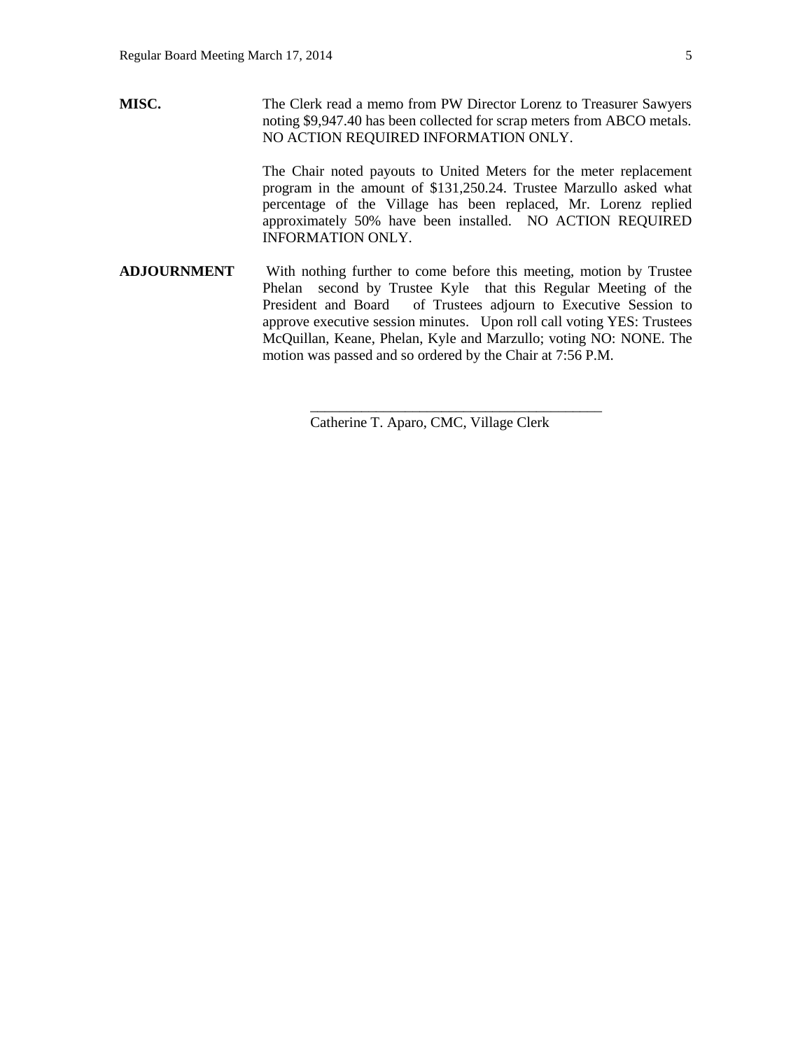**MISC.** The Clerk read a memo from PW Director Lorenz to Treasurer Sawyers noting $9,947.40 has been collected for scrap meters from ABCO metals. NO ACTION REQUIRED INFORMATION ONLY.

The Chair noted payouts to United Meters for the meter replacement program in the amount of $131,250.24. Trustee Marzullo asked what percentage of the Village has been replaced, Mr. Lorenz replied approximately 50% have been installed. NO ACTION REQUIRED INFORMATION ONLY.

**ADJOURNMENT** With nothing further to come before this meeting, motion by Trustee Phelan second by Trustee Kyle that this Regular Meeting of the President and Board of Trustees adjourn to Executive Session to approve executive session minutes. Upon roll call voting YES: Trustees McQuillan, Keane, Phelan, Kyle and Marzullo; voting NO: NONE. The motion was passed and so ordered by the Chair at 7:56 P.M.

\_\_\_\_\_\_\_\_\_\_\_\_\_\_\_\_\_\_\_\_\_\_\_\_\_\_\_\_\_\_\_\_\_\_\_\_\_\_\_\_

Catherine T. Aparo, CMC, Village Clerk